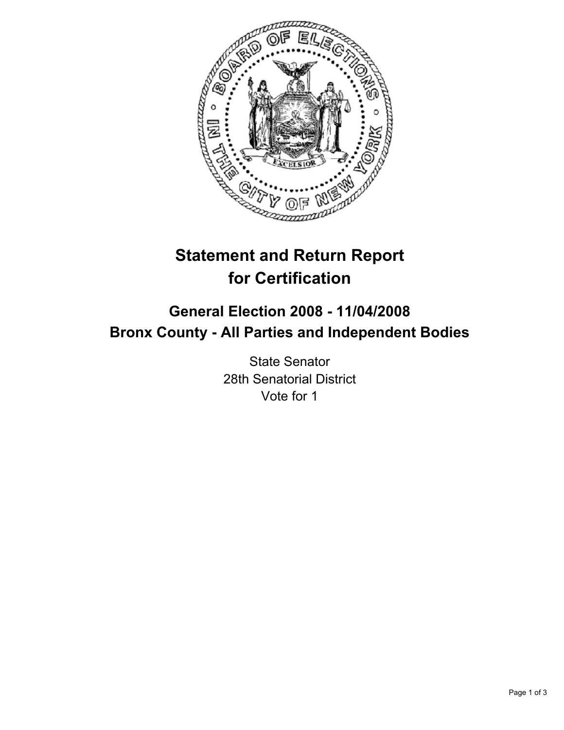# Statement and Return Report for Certification

## General Election 2008 - 11/04/2008
## Bronx County - All Parties and Independent Bodies

State Senator
28th Senatorial District
Vote for 1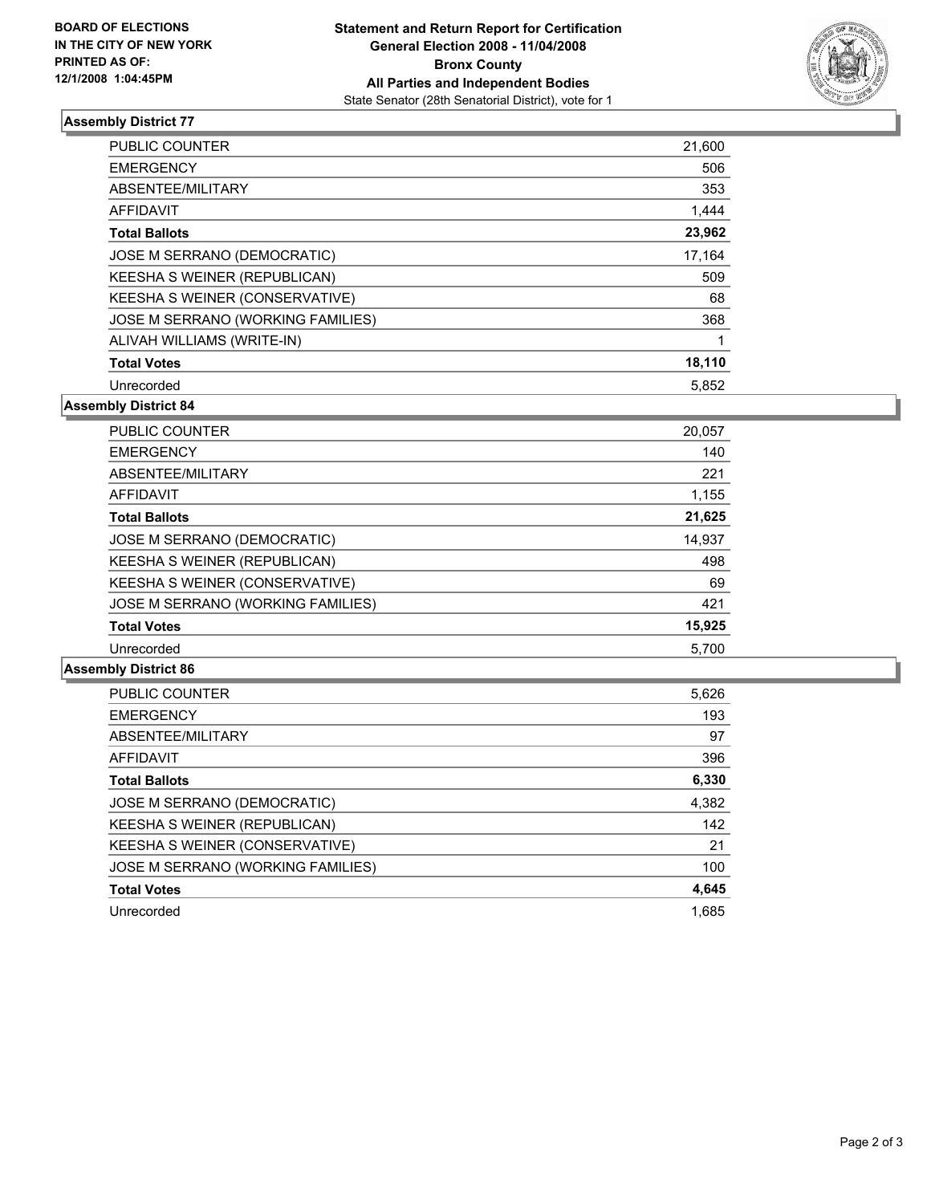**BOARD OF ELECTIONS IN THE CITY OF NEW YORK PRINTED AS OF: 12/1/2008 1:04:45PM**

# Statement and Return Report for Certification
## General Election 2008 - 11/04/2008
## Bronx County
## All Parties and Independent Bodies
State Senator (28th Senatorial District), vote for 1

### Assembly District 77

| | |
|---|---|
| PUBLIC COUNTER | 21,600 |
| EMERGENCY | 506 |
| ABSENTEE/MILITARY | 353 |
| AFFIDAVIT | 1,444 |
| **Total Ballots** | **23,962** |
| JOSE M SERRANO (DEMOCRATIC) | 17,164 |
| KEESHA S WEINER (REPUBLICAN) | 509 |
| KEESHA S WEINER (CONSERVATIVE) | 68 |
| JOSE M SERRANO (WORKING FAMILIES) | 368 |
| ALIVAH WILLIAMS (WRITE-IN) | 1 |
| **Total Votes** | **18,110** |
| Unrecorded | 5,852 |

### Assembly District 84

| | |
|---|---|
| PUBLIC COUNTER | 20,057 |
| EMERGENCY | 140 |
| ABSENTEE/MILITARY | 221 |
| AFFIDAVIT | 1,155 |
| **Total Ballots** | **21,625** |
| JOSE M SERRANO (DEMOCRATIC) | 14,937 |
| KEESHA S WEINER (REPUBLICAN) | 498 |
| KEESHA S WEINER (CONSERVATIVE) | 69 |
| JOSE M SERRANO (WORKING FAMILIES) | 421 |
| **Total Votes** | **15,925** |
| Unrecorded | 5,700 |

### Assembly District 86

| | |
|---|---|
| PUBLIC COUNTER | 5,626 |
| EMERGENCY | 193 |
| ABSENTEE/MILITARY | 97 |
| AFFIDAVIT | 396 |
| **Total Ballots** | **6,330** |
| JOSE M SERRANO (DEMOCRATIC) | 4,382 |
| KEESHA S WEINER (REPUBLICAN) | 142 |
| KEESHA S WEINER (CONSERVATIVE) | 21 |
| JOSE M SERRANO (WORKING FAMILIES) | 100 |
| **Total Votes** | **4,645** |
| Unrecorded | 1,685 |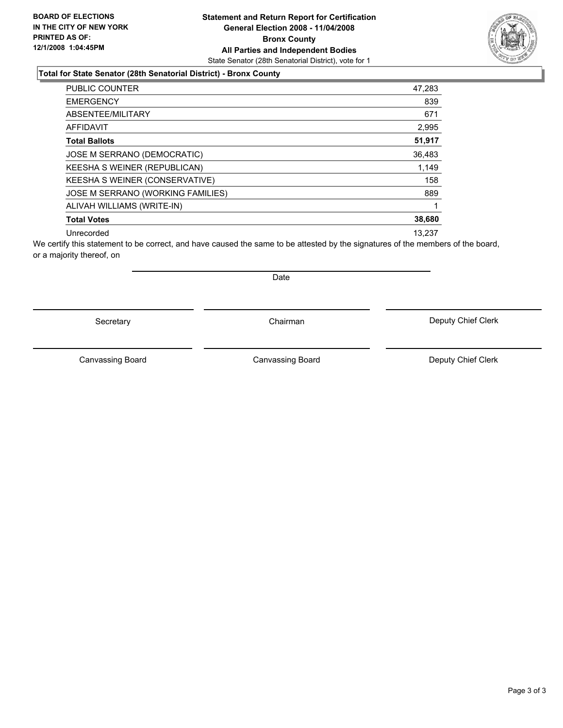**BOARD OF ELECTIONS IN THE CITY OF NEW YORK PRINTED AS OF: 12/1/2008 1:04:45PM**

**Statement and Return Report for Certification**
**General Election 2008 - 11/04/2008**
**Bronx County**
**All Parties and Independent Bodies**
State Senator (28th Senatorial District), vote for 1

### Total for State Senator (28th Senatorial District) - Bronx County

| | |
|---|---|
| PUBLIC COUNTER | 47,283 |
| EMERGENCY | 839 |
| ABSENTEE/MILITARY | 671 |
| AFFIDAVIT | 2,995 |
| **Total Ballots** | **51,917** |
| JOSE M SERRANO (DEMOCRATIC) | 36,483 |
| KEESHA S WEINER (REPUBLICAN) | 1,149 |
| KEESHA S WEINER (CONSERVATIVE) | 158 |
| JOSE M SERRANO (WORKING FAMILIES) | 889 |
| ALIVAH WILLIAMS (WRITE-IN) | 1 |
| **Total Votes** | **38,680** |
| Unrecorded | 13,237 |

We certify this statement to be correct, and have caused the same to be attested by the signatures of the members of the board, or a majority thereof, on

Date

Secretary | Chairman | Deputy Chief Clerk

Canvassing Board | Canvassing Board | Deputy Chief Clerk